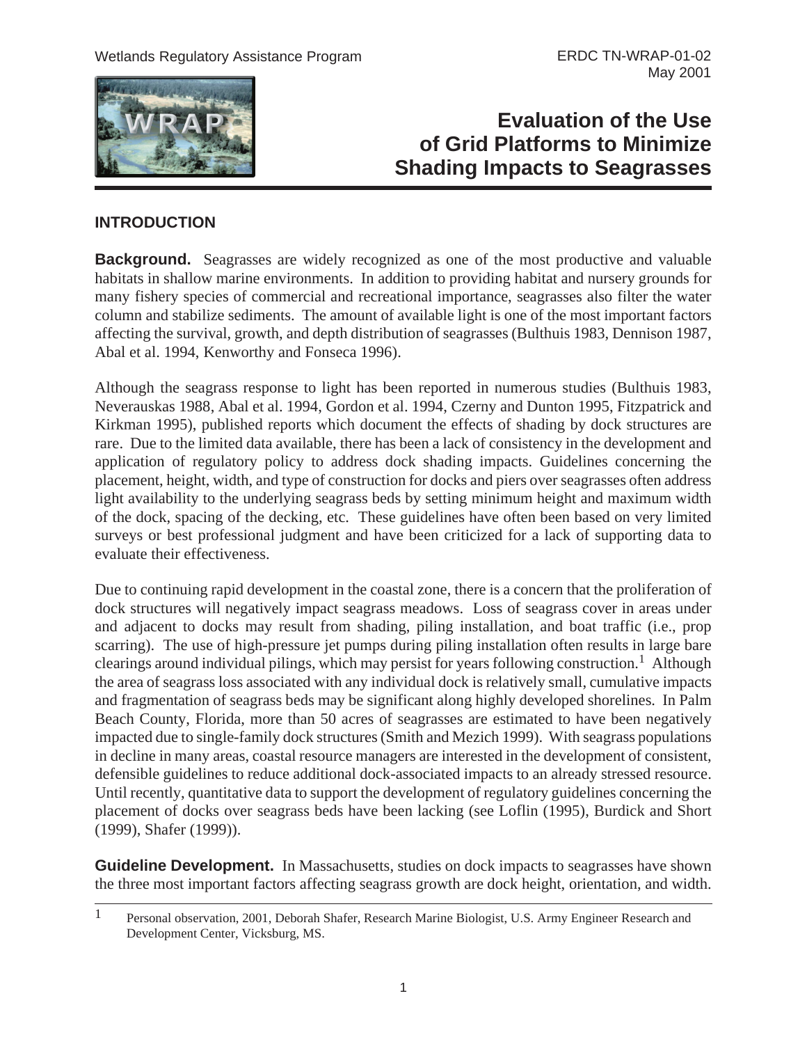# Evaluation of the Use of Grid Platforms to Minimize Shading Impacts to Seagrasses

## INTRODUCTION

**Background.** Seagrasses are widely recognized as one of the most productive and valuable habitats in shallow marine environments. In addition to providing habitat and nursery grounds for many fishery species of commercial and recreational importance, seagrasses also filter the water column and stabilize sediments. The amount of available light is one of the most important factors affecting the survival, growth, and depth distribution of seagrasses (Bulthuis 1983, Dennison 1987, Abal et al. 1994, Kenworthy and Fonseca 1996).

Although the seagrass response to light has been reported in numerous studies (Bulthuis 1983, Neverauskas 1988, Abal et al. 1994, Gordon et al. 1994, Czerny and Dunton 1995, Fitzpatrick and Kirkman 1995), published reports which document the effects of shading by dock structures are rare. Due to the limited data available, there has been a lack of consistency in the development and application of regulatory policy to address dock shading impacts. Guidelines concerning the placement, height, width, and type of construction for docks and piers over seagrasses often address light availability to the underlying seagrass beds by setting minimum height and maximum width of the dock, spacing of the decking, etc. These guidelines have often been based on very limited surveys or best professional judgment and have been criticized for a lack of supporting data to evaluate their effectiveness.

Due to continuing rapid development in the coastal zone, there is a concern that the proliferation of dock structures will negatively impact seagrass meadows. Loss of seagrass cover in areas under and adjacent to docks may result from shading, piling installation, and boat traffic (i.e., prop scarring). The use of high-pressure jet pumps during piling installation often results in large bare clearings around individual pilings, which may persist for years following construction.[1] Although the area of seagrass loss associated with any individual dock is relatively small, cumulative impacts and fragmentation of seagrass beds may be significant along highly developed shorelines. In Palm Beach County, Florida, more than 50 acres of seagrasses are estimated to have been negatively impacted due to single-family dock structures (Smith and Mezich 1999). With seagrass populations in decline in many areas, coastal resource managers are interested in the development of consistent, defensible guidelines to reduce additional dock-associated impacts to an already stressed resource. Until recently, quantitative data to support the development of regulatory guidelines concerning the placement of docks over seagrass beds have been lacking (see Loflin (1995), Burdick and Short (1999), Shafer (1999)).

**Guideline Development.** In Massachusetts, studies on dock impacts to seagrasses have shown the three most important factors affecting seagrass growth are dock height, orientation, and width.

---

[1] Personal observation, 2001, Deborah Shafer, Research Marine Biologist, U.S. Army Engineer Research and Development Center, Vicksburg, MS.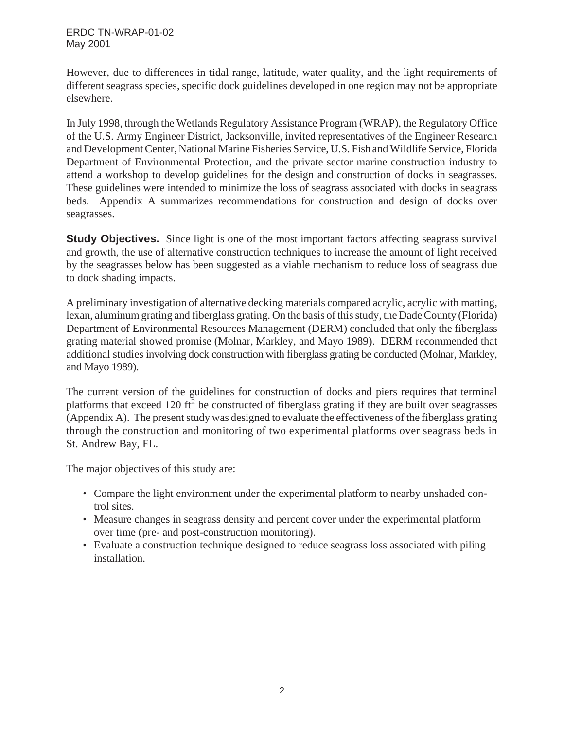However, due to differences in tidal range, latitude, water quality, and the light requirements of different seagrass species, specific dock guidelines developed in one region may not be appropriate elsewhere.

In July 1998, through the Wetlands Regulatory Assistance Program (WRAP), the Regulatory Office of the U.S. Army Engineer District, Jacksonville, invited representatives of the Engineer Research and Development Center, National Marine Fisheries Service, U.S. Fish and Wildlife Service, Florida Department of Environmental Protection, and the private sector marine construction industry to attend a workshop to develop guidelines for the design and construction of docks in seagrasses. These guidelines were intended to minimize the loss of seagrass associated with docks in seagrass beds. Appendix A summarizes recommendations for construction and design of docks over seagrasses.

**Study Objectives.** Since light is one of the most important factors affecting seagrass survival and growth, the use of alternative construction techniques to increase the amount of light received by the seagrasses below has been suggested as a viable mechanism to reduce loss of seagrass due to dock shading impacts.

A preliminary investigation of alternative decking materials compared acrylic, acrylic with matting, lexan, aluminum grating and fiberglass grating. On the basis of this study, the Dade County (Florida) Department of Environmental Resources Management (DERM) concluded that only the fiberglass grating material showed promise (Molnar, Markley, and Mayo 1989). DERM recommended that additional studies involving dock construction with fiberglass grating be conducted (Molnar, Markley, and Mayo 1989).

The current version of the guidelines for construction of docks and piers requires that terminal platforms that exceed 120 $ft^2$ be constructed of fiberglass grating if they are built over seagrasses (Appendix A). The present study was designed to evaluate the effectiveness of the fiberglass grating through the construction and monitoring of two experimental platforms over seagrass beds in St. Andrew Bay, FL.

The major objectives of this study are:

- Compare the light environment under the experimental platform to nearby unshaded control sites.
- Measure changes in seagrass density and percent cover under the experimental platform over time (pre- and post-construction monitoring).
- Evaluate a construction technique designed to reduce seagrass loss associated with piling installation.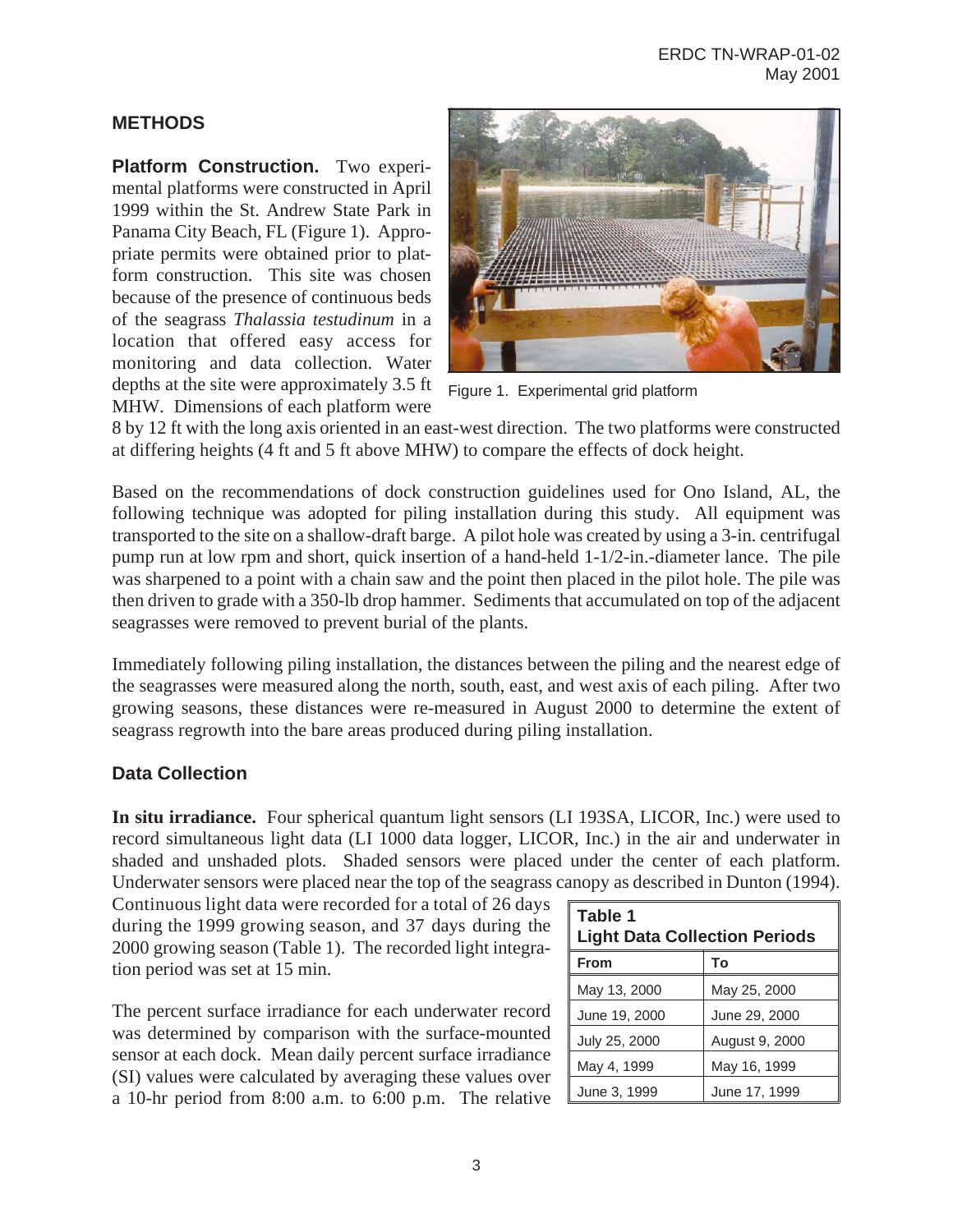## METHODS

**Platform Construction.** Two experimental platforms were constructed in April 1999 within the St. Andrew State Park in Panama City Beach, FL (Figure 1). Appropriate permits were obtained prior to platform construction. This site was chosen because of the presence of continuous beds of the seagrass *Thalassia testudinum* in a location that offered easy access for monitoring and data collection. Water depths at the site were approximately 3.5 ft MHW. Dimensions of each platform were 8 by 12 ft with the long axis oriented in an east-west direction. The two platforms were constructed at differing heights (4 ft and 5 ft above MHW) to compare the effects of dock height.

Figure 1. Experimental grid platform

Based on the recommendations of dock construction guidelines used for Ono Island, AL, the following technique was adopted for piling installation during this study. All equipment was transported to the site on a shallow-draft barge. A pilot hole was created by using a 3-in. centrifugal pump run at low rpm and short, quick insertion of a hand-held 1-1/2-in.-diameter lance. The pile was sharpened to a point with a chain saw and the point then placed in the pilot hole. The pile was then driven to grade with a 350-lb drop hammer. Sediments that accumulated on top of the adjacent seagrasses were removed to prevent burial of the plants.

Immediately following piling installation, the distances between the piling and the nearest edge of the seagrasses were measured along the north, south, east, and west axis of each piling. After two growing seasons, these distances were re-measured in August 2000 to determine the extent of seagrass regrowth into the bare areas produced during piling installation.

## Data Collection

**In situ irradiance.** Four spherical quantum light sensors (LI 193SA, LICOR, Inc.) were used to record simultaneous light data (LI 1000 data logger, LICOR, Inc.) in the air and underwater in shaded and unshaded plots. Shaded sensors were placed under the center of each platform. Underwater sensors were placed near the top of the seagrass canopy as described in Dunton (1994). Continuous light data were recorded for a total of 26 days during the 1999 growing season, and 37 days during the 2000 growing season (Table 1). The recorded light integration period was set at 15 min.

**Table 1**
**Light Data Collection Periods**

| From | To |
|---|---|
| May 13, 2000 | May 25, 2000 |
| June 19, 2000 | June 29, 2000 |
| July 25, 2000 | August 9, 2000 |
| May 4, 1999 | May 16, 1999 |
| June 3, 1999 | June 17, 1999 |

The percent surface irradiance for each underwater record was determined by comparison with the surface-mounted sensor at each dock. Mean daily percent surface irradiance (SI) values were calculated by averaging these values over a 10-hr period from 8:00 a.m. to 6:00 p.m. The relative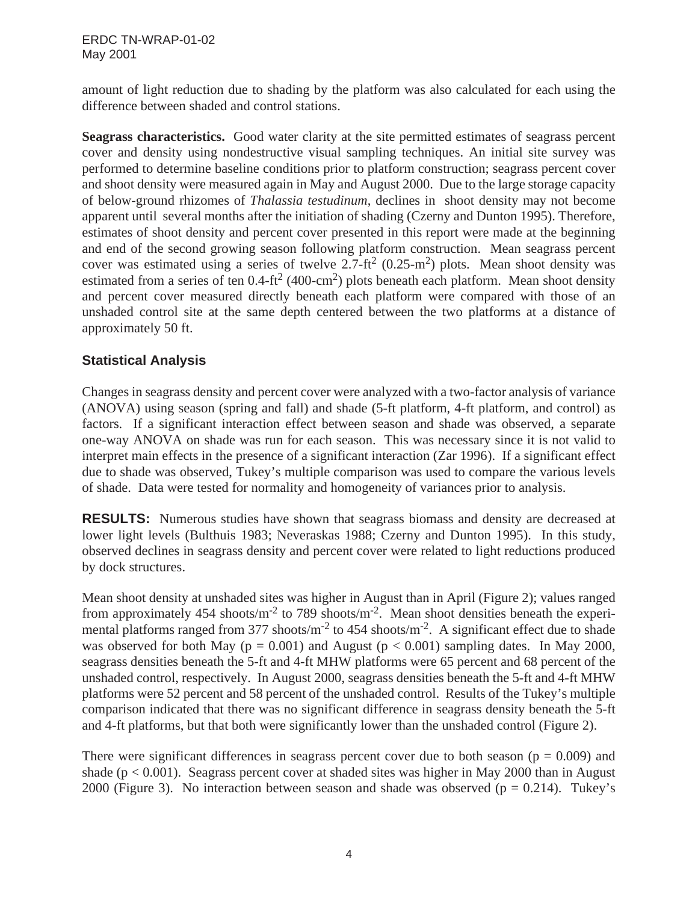amount of light reduction due to shading by the platform was also calculated for each using the difference between shaded and control stations.

**Seagrass characteristics.** Good water clarity at the site permitted estimates of seagrass percent cover and density using nondestructive visual sampling techniques. An initial site survey was performed to determine baseline conditions prior to platform construction; seagrass percent cover and shoot density were measured again in May and August 2000. Due to the large storage capacity of below-ground rhizomes of *Thalassia testudinum*, declines in shoot density may not become apparent until several months after the initiation of shading (Czerny and Dunton 1995). Therefore, estimates of shoot density and percent cover presented in this report were made at the beginning and end of the second growing season following platform construction. Mean seagrass percent cover was estimated using a series of twelve 2.7-ft$^2$ (0.25-m$^2$) plots. Mean shoot density was estimated from a series of ten 0.4-ft$^2$ (400-cm$^2$) plots beneath each platform. Mean shoot density and percent cover measured directly beneath each platform were compared with those of an unshaded control site at the same depth centered between the two platforms at a distance of approximately 50 ft.

## Statistical Analysis

Changes in seagrass density and percent cover were analyzed with a two-factor analysis of variance (ANOVA) using season (spring and fall) and shade (5-ft platform, 4-ft platform, and control) as factors. If a significant interaction effect between season and shade was observed, a separate one-way ANOVA on shade was run for each season. This was necessary since it is not valid to interpret main effects in the presence of a significant interaction (Zar 1996). If a significant effect due to shade was observed, Tukey's multiple comparison was used to compare the various levels of shade. Data were tested for normality and homogeneity of variances prior to analysis.

**RESULTS:** Numerous studies have shown that seagrass biomass and density are decreased at lower light levels (Bulthuis 1983; Neveraskas 1988; Czerny and Dunton 1995). In this study, observed declines in seagrass density and percent cover were related to light reductions produced by dock structures.

Mean shoot density at unshaded sites was higher in August than in April (Figure 2); values ranged from approximately 454 shoots/m$^{-2}$ to 789 shoots/m$^{-2}$. Mean shoot densities beneath the experimental platforms ranged from 377 shoots/m$^{-2}$ to 454 shoots/m$^{-2}$. A significant effect due to shade was observed for both May ($p = 0.001$) and August ($p < 0.001$) sampling dates. In May 2000, seagrass densities beneath the 5-ft and 4-ft MHW platforms were 65 percent and 68 percent of the unshaded control, respectively. In August 2000, seagrass densities beneath the 5-ft and 4-ft MHW platforms were 52 percent and 58 percent of the unshaded control. Results of the Tukey's multiple comparison indicated that there was no significant difference in seagrass density beneath the 5-ft and 4-ft platforms, but that both were significantly lower than the unshaded control (Figure 2).

There were significant differences in seagrass percent cover due to both season ($p = 0.009$) and shade ($p < 0.001$). Seagrass percent cover at shaded sites was higher in May 2000 than in August 2000 (Figure 3). No interaction between season and shade was observed ($p = 0.214$). Tukey's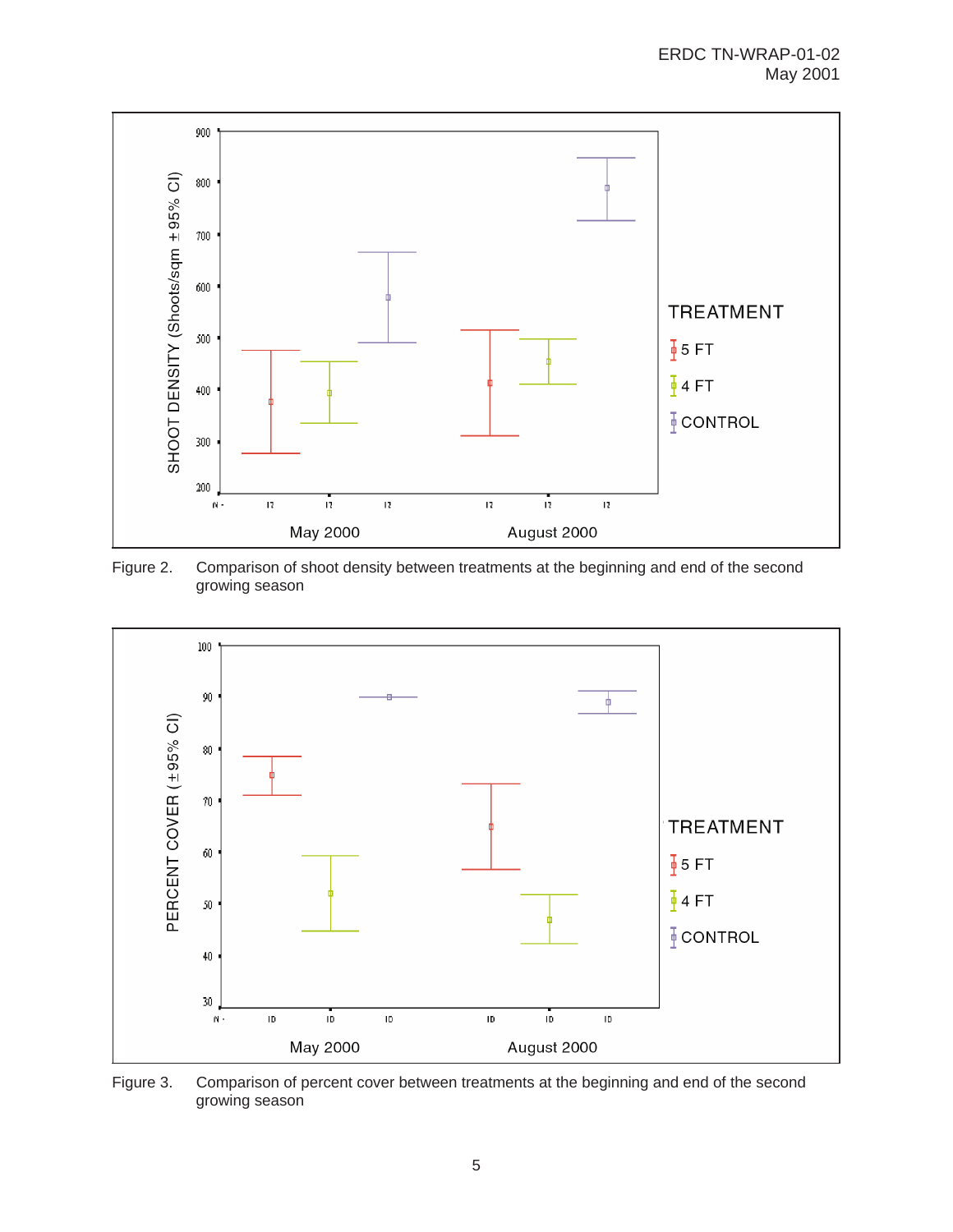Figure 2. Comparison of shoot density between treatments at the beginning and end of the second growing season

Figure 3. Comparison of percent cover between treatments at the beginning and end of the second growing season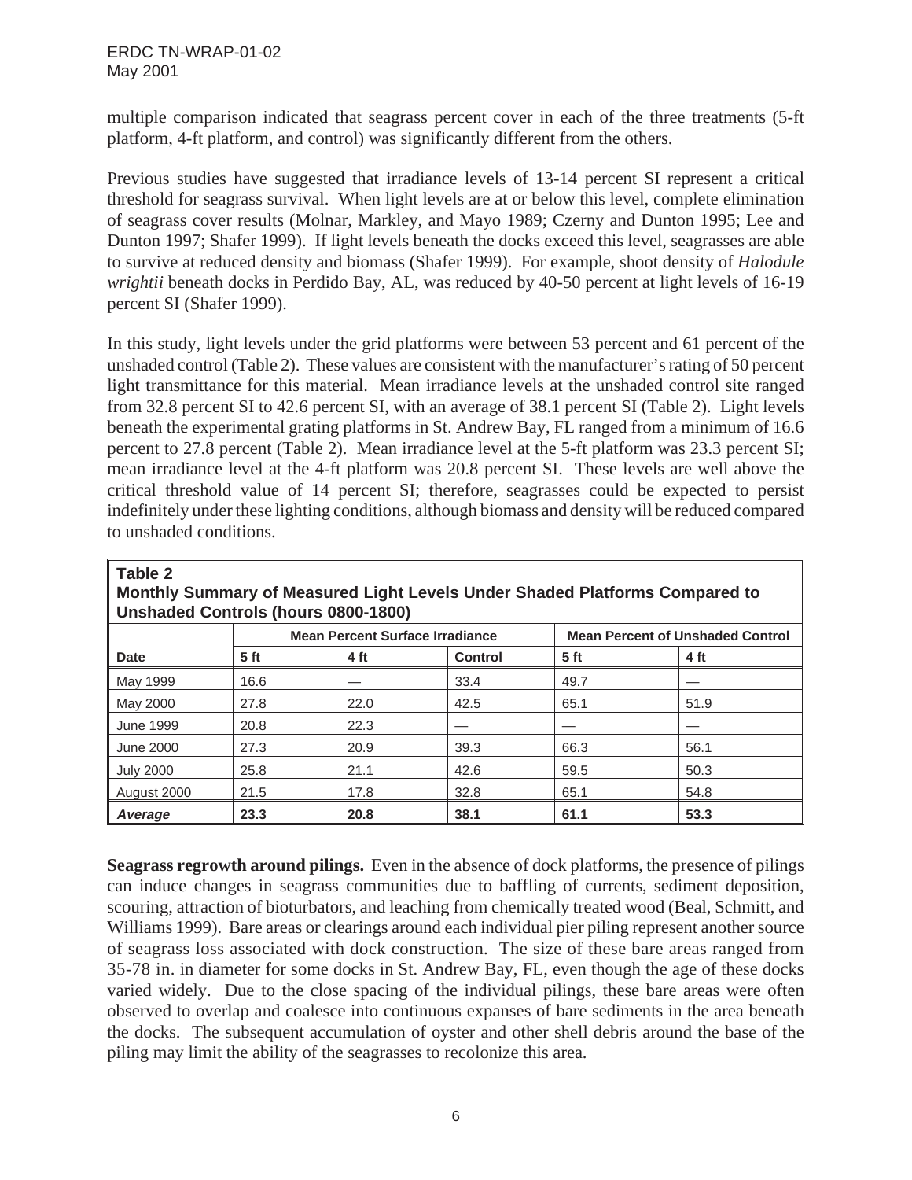multiple comparison indicated that seagrass percent cover in each of the three treatments (5-ft platform, 4-ft platform, and control) was significantly different from the others.

Previous studies have suggested that irradiance levels of 13-14 percent SI represent a critical threshold for seagrass survival. When light levels are at or below this level, complete elimination of seagrass cover results (Molnar, Markley, and Mayo 1989; Czerny and Dunton 1995; Lee and Dunton 1997; Shafer 1999). If light levels beneath the docks exceed this level, seagrasses are able to survive at reduced density and biomass (Shafer 1999). For example, shoot density of *Halodule wrightii* beneath docks in Perdido Bay, AL, was reduced by 40-50 percent at light levels of 16-19 percent SI (Shafer 1999).

In this study, light levels under the grid platforms were between 53 percent and 61 percent of the unshaded control (Table 2). These values are consistent with the manufacturer's rating of 50 percent light transmittance for this material. Mean irradiance levels at the unshaded control site ranged from 32.8 percent SI to 42.6 percent SI, with an average of 38.1 percent SI (Table 2). Light levels beneath the experimental grating platforms in St. Andrew Bay, FL ranged from a minimum of 16.6 percent to 27.8 percent (Table 2). Mean irradiance level at the 5-ft platform was 23.3 percent SI; mean irradiance level at the 4-ft platform was 20.8 percent SI. These levels are well above the critical threshold value of 14 percent SI; therefore, seagrasses could be expected to persist indefinitely under these lighting conditions, although biomass and density will be reduced compared to unshaded conditions.

**Table 2**
**Monthly Summary of Measured Light Levels Under Shaded Platforms Compared to Unshaded Controls (hours 0800-1800)**

| | Mean Percent Surface Irradiance | | | Mean Percent of Unshaded Control | |
|---|---|---|---|---|---|
| **Date** | **5 ft** | **4 ft** | **Control** | **5 ft** | **4 ft** |
| May 1999 | 16.6 | — | 33.4 | 49.7 | — |
| May 2000 | 27.8 | 22.0 | 42.5 | 65.1 | 51.9 |
| June 1999 | 20.8 | 22.3 | — | — | — |
| June 2000 | 27.3 | 20.9 | 39.3 | 66.3 | 56.1 |
| July 2000 | 25.8 | 21.1 | 42.6 | 59.5 | 50.3 |
| August 2000 | 21.5 | 17.8 | 32.8 | 65.1 | 54.8 |
| ***Average*** | **23.3** | **20.8** | **38.1** | **61.1** | **53.3** |

**Seagrass regrowth around pilings.** Even in the absence of dock platforms, the presence of pilings can induce changes in seagrass communities due to baffling of currents, sediment deposition, scouring, attraction of bioturbators, and leaching from chemically treated wood (Beal, Schmitt, and Williams 1999). Bare areas or clearings around each individual pier piling represent another source of seagrass loss associated with dock construction. The size of these bare areas ranged from 35-78 in. in diameter for some docks in St. Andrew Bay, FL, even though the age of these docks varied widely. Due to the close spacing of the individual pilings, these bare areas were often observed to overlap and coalesce into continuous expanses of bare sediments in the area beneath the docks. The subsequent accumulation of oyster and other shell debris around the base of the piling may limit the ability of the seagrasses to recolonize this area.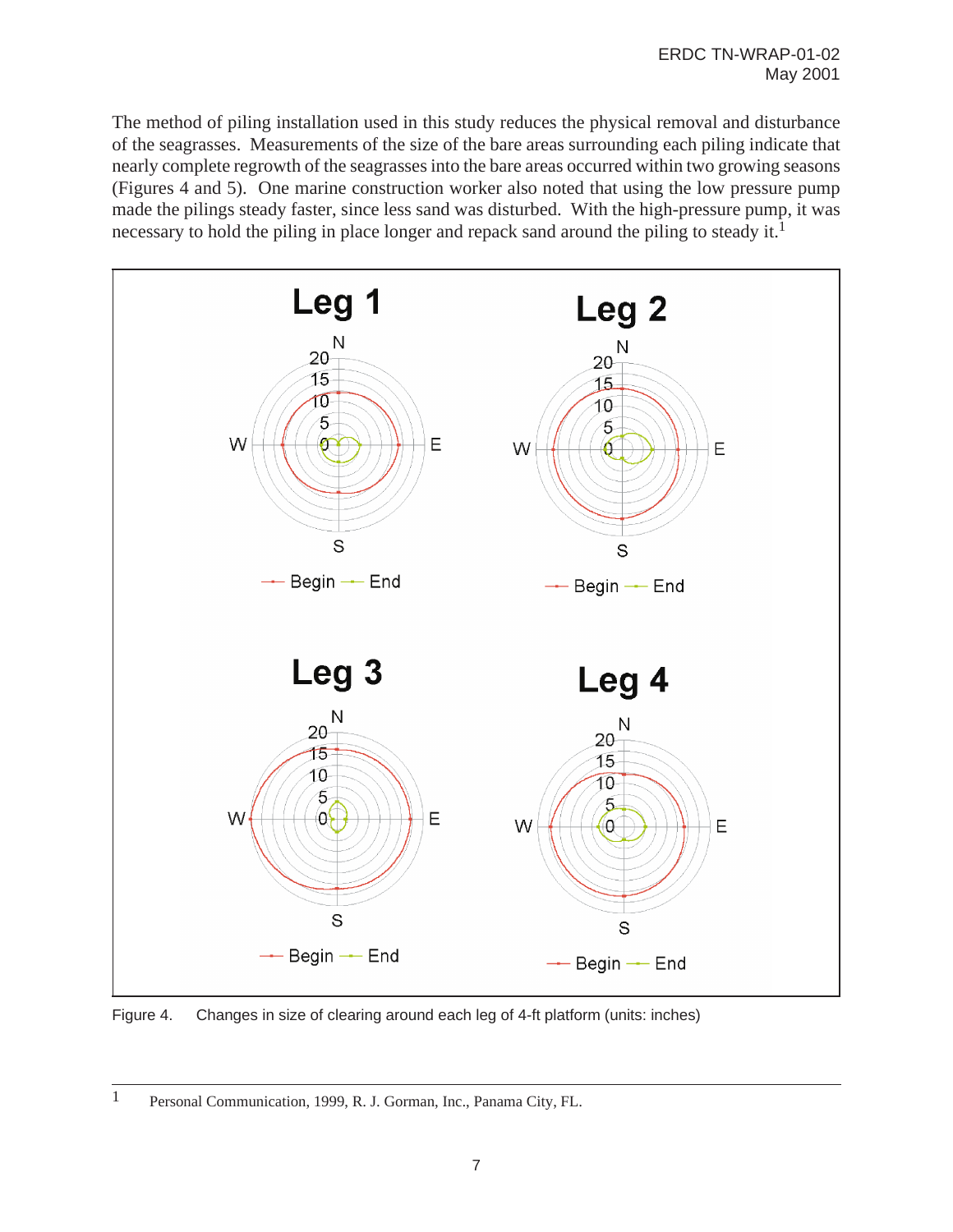The method of piling installation used in this study reduces the physical removal and disturbance of the seagrasses. Measurements of the size of the bare areas surrounding each piling indicate that nearly complete regrowth of the seagrasses into the bare areas occurred within two growing seasons (Figures 4 and 5). One marine construction worker also noted that using the low pressure pump made the pilings steady faster, since less sand was disturbed. With the high-pressure pump, it was necessary to hold the piling in place longer and repack sand around the piling to steady it.[1]

Figure 4. Changes in size of clearing around each leg of 4-ft platform (units: inches)

---

[1] Personal Communication, 1999, R. J. Gorman, Inc., Panama City, FL.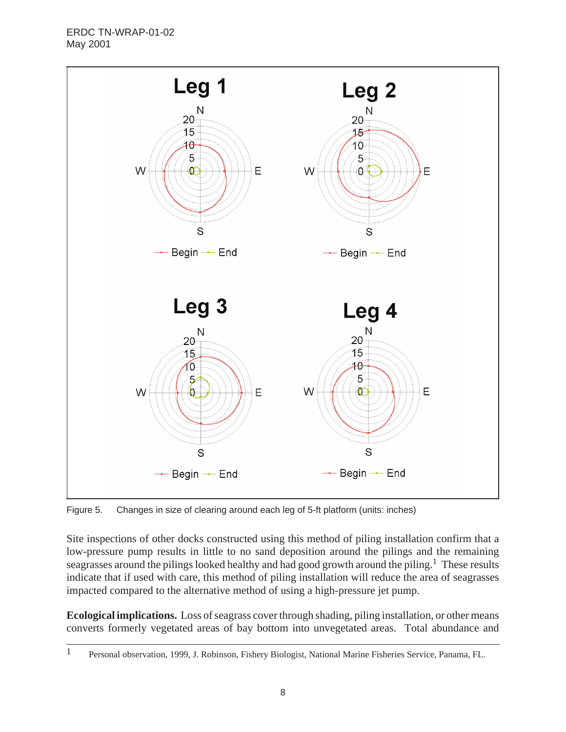Figure 5. Changes in size of clearing around each leg of 5-ft platform (units: inches)

Site inspections of other docks constructed using this method of piling installation confirm that a low-pressure pump results in little to no sand deposition around the pilings and the remaining seagrasses around the pilings looked healthy and had good growth around the piling.[1] These results indicate that if used with care, this method of piling installation will reduce the area of seagrasses impacted compared to the alternative method of using a high-pressure jet pump.

**Ecological implications.** Loss of seagrass cover through shading, piling installation, or other means converts formerly vegetated areas of bay bottom into unvegetated areas. Total abundance and

---

[1] Personal observation, 1999, J. Robinson, Fishery Biologist, National Marine Fisheries Service, Panama, FL.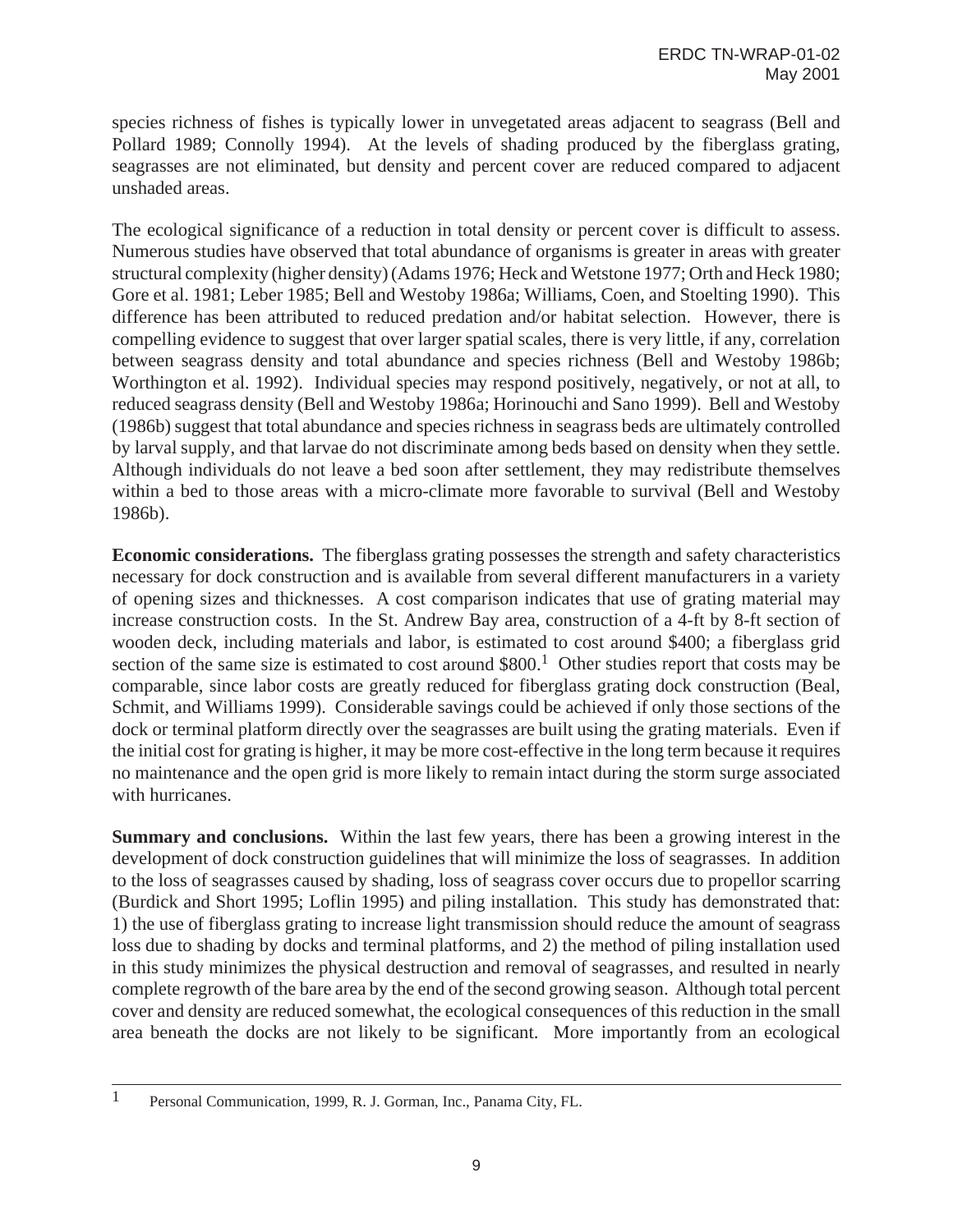species richness of fishes is typically lower in unvegetated areas adjacent to seagrass (Bell and Pollard 1989; Connolly 1994). At the levels of shading produced by the fiberglass grating, seagrasses are not eliminated, but density and percent cover are reduced compared to adjacent unshaded areas.

The ecological significance of a reduction in total density or percent cover is difficult to assess. Numerous studies have observed that total abundance of organisms is greater in areas with greater structural complexity (higher density) (Adams 1976; Heck and Wetstone 1977; Orth and Heck 1980; Gore et al. 1981; Leber 1985; Bell and Westoby 1986a; Williams, Coen, and Stoelting 1990). This difference has been attributed to reduced predation and/or habitat selection. However, there is compelling evidence to suggest that over larger spatial scales, there is very little, if any, correlation between seagrass density and total abundance and species richness (Bell and Westoby 1986b; Worthington et al. 1992). Individual species may respond positively, negatively, or not at all, to reduced seagrass density (Bell and Westoby 1986a; Horinouchi and Sano 1999). Bell and Westoby (1986b) suggest that total abundance and species richness in seagrass beds are ultimately controlled by larval supply, and that larvae do not discriminate among beds based on density when they settle. Although individuals do not leave a bed soon after settlement, they may redistribute themselves within a bed to those areas with a micro-climate more favorable to survival (Bell and Westoby 1986b).

**Economic considerations.** The fiberglass grating possesses the strength and safety characteristics necessary for dock construction and is available from several different manufacturers in a variety of opening sizes and thicknesses. A cost comparison indicates that use of grating material may increase construction costs. In the St. Andrew Bay area, construction of a 4-ft by 8-ft section of wooden deck, including materials and labor, is estimated to cost around \$400; a fiberglass grid section of the same size is estimated to cost around \$800.[1] Other studies report that costs may be comparable, since labor costs are greatly reduced for fiberglass grating dock construction (Beal, Schmit, and Williams 1999). Considerable savings could be achieved if only those sections of the dock or terminal platform directly over the seagrasses are built using the grating materials. Even if the initial cost for grating is higher, it may be more cost-effective in the long term because it requires no maintenance and the open grid is more likely to remain intact during the storm surge associated with hurricanes.

**Summary and conclusions.** Within the last few years, there has been a growing interest in the development of dock construction guidelines that will minimize the loss of seagrasses. In addition to the loss of seagrasses caused by shading, loss of seagrass cover occurs due to propellor scarring (Burdick and Short 1995; Loflin 1995) and piling installation. This study has demonstrated that: 1) the use of fiberglass grating to increase light transmission should reduce the amount of seagrass loss due to shading by docks and terminal platforms, and 2) the method of piling installation used in this study minimizes the physical destruction and removal of seagrasses, and resulted in nearly complete regrowth of the bare area by the end of the second growing season. Although total percent cover and density are reduced somewhat, the ecological consequences of this reduction in the small area beneath the docks are not likely to be significant. More importantly from an ecological

---

[1] Personal Communication, 1999, R. J. Gorman, Inc., Panama City, FL.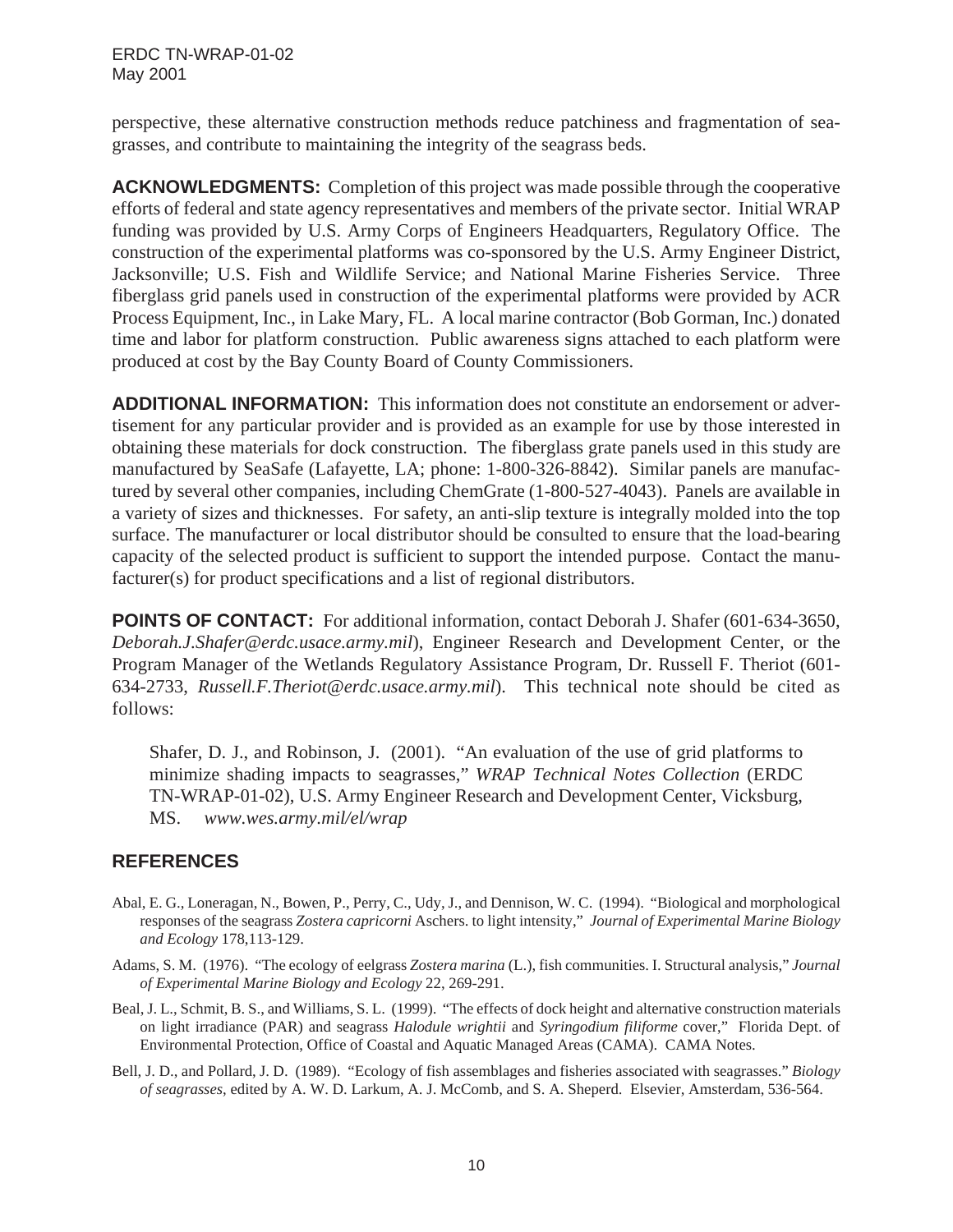perspective, these alternative construction methods reduce patchiness and fragmentation of seagrasses, and contribute to maintaining the integrity of the seagrass beds.

**ACKNOWLEDGMENTS:** Completion of this project was made possible through the cooperative efforts of federal and state agency representatives and members of the private sector. Initial WRAP funding was provided by U.S. Army Corps of Engineers Headquarters, Regulatory Office. The construction of the experimental platforms was co-sponsored by the U.S. Army Engineer District, Jacksonville; U.S. Fish and Wildlife Service; and National Marine Fisheries Service. Three fiberglass grid panels used in construction of the experimental platforms were provided by ACR Process Equipment, Inc., in Lake Mary, FL. A local marine contractor (Bob Gorman, Inc.) donated time and labor for platform construction. Public awareness signs attached to each platform were produced at cost by the Bay County Board of County Commissioners.

**ADDITIONAL INFORMATION:** This information does not constitute an endorsement or advertisement for any particular provider and is provided as an example for use by those interested in obtaining these materials for dock construction. The fiberglass grate panels used in this study are manufactured by SeaSafe (Lafayette, LA; phone: 1-800-326-8842). Similar panels are manufactured by several other companies, including ChemGrate (1-800-527-4043). Panels are available in a variety of sizes and thicknesses. For safety, an anti-slip texture is integrally molded into the top surface. The manufacturer or local distributor should be consulted to ensure that the load-bearing capacity of the selected product is sufficient to support the intended purpose. Contact the manufacturer(s) for product specifications and a list of regional distributors.

**POINTS OF CONTACT:** For additional information, contact Deborah J. Shafer (601-634-3650, *Deborah.J.Shafer@erdc.usace.army.mil*), Engineer Research and Development Center, or the Program Manager of the Wetlands Regulatory Assistance Program, Dr. Russell F. Theriot (601-634-2733, *Russell.F.Theriot@erdc.usace.army.mil*). This technical note should be cited as follows:

> Shafer, D. J., and Robinson, J. (2001). "An evaluation of the use of grid platforms to minimize shading impacts to seagrasses," *WRAP Technical Notes Collection* (ERDC TN-WRAP-01-02), U.S. Army Engineer Research and Development Center, Vicksburg, MS. *www.wes.army.mil/el/wrap*

## REFERENCES

Abal, E. G., Loneragan, N., Bowen, P., Perry, C., Udy, J., and Dennison, W. C. (1994). "Biological and morphological responses of the seagrass *Zostera capricorni* Aschers. to light intensity," *Journal of Experimental Marine Biology and Ecology* 178,113-129.

Adams, S. M. (1976). "The ecology of eelgrass *Zostera marina* (L.), fish communities. I. Structural analysis," *Journal of Experimental Marine Biology and Ecology* 22, 269-291.

Beal, J. L., Schmit, B. S., and Williams, S. L. (1999). "The effects of dock height and alternative construction materials on light irradiance (PAR) and seagrass *Halodule wrightii* and *Syringodium filiforme* cover," Florida Dept. of Environmental Protection, Office of Coastal and Aquatic Managed Areas (CAMA). CAMA Notes.

Bell, J. D., and Pollard, J. D. (1989). "Ecology of fish assemblages and fisheries associated with seagrasses." *Biology of seagrasses*, edited by A. W. D. Larkum, A. J. McComb, and S. A. Sheperd. Elsevier, Amsterdam, 536-564.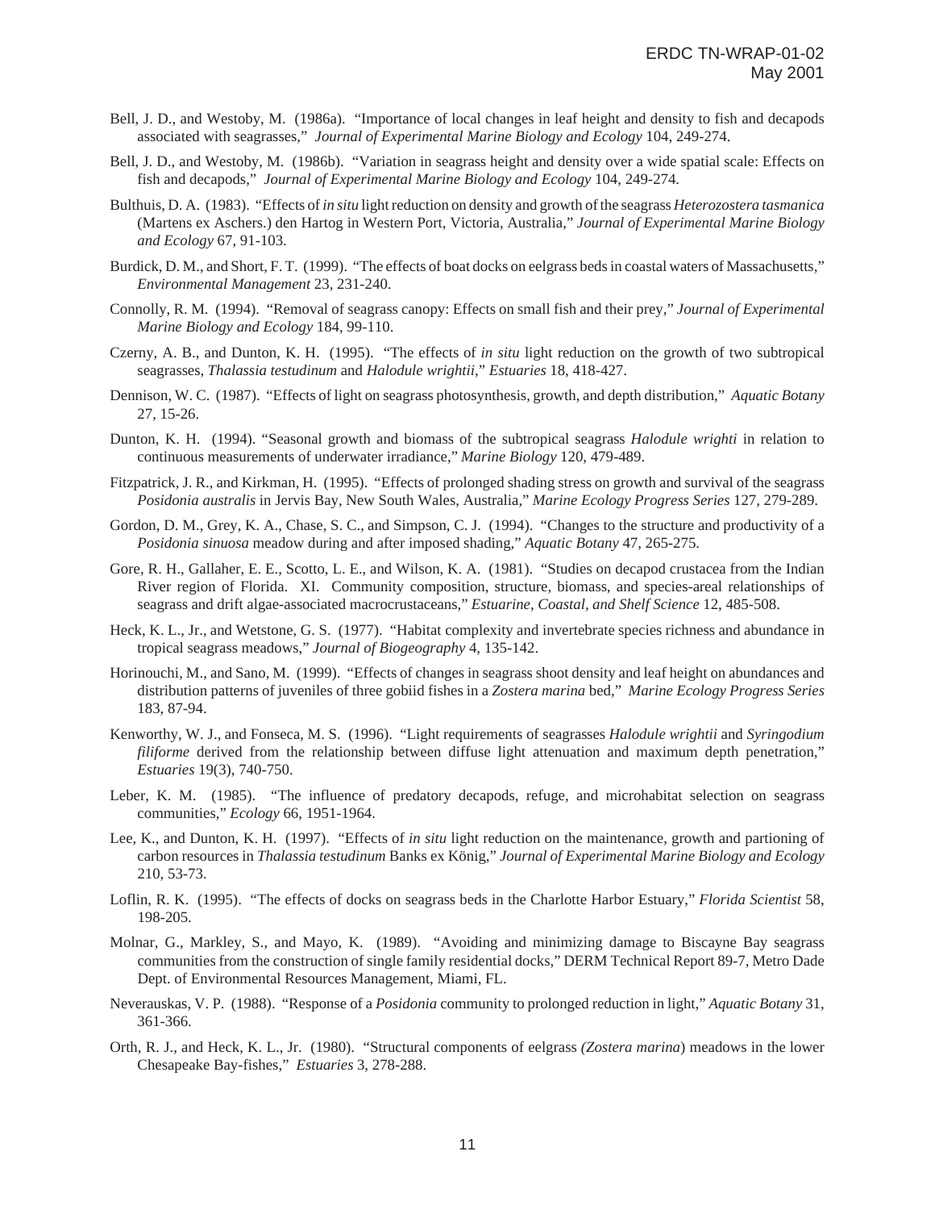Bell, J. D., and Westoby, M. (1986a). "Importance of local changes in leaf height and density to fish and decapods associated with seagrasses," *Journal of Experimental Marine Biology and Ecology* 104, 249-274.

Bell, J. D., and Westoby, M. (1986b). "Variation in seagrass height and density over a wide spatial scale: Effects on fish and decapods," *Journal of Experimental Marine Biology and Ecology* 104, 249-274.

Bulthuis, D. A. (1983). "Effects of *in situ* light reduction on density and growth of the seagrass *Heterozostera tasmanica* (Martens ex Aschers.) den Hartog in Western Port, Victoria, Australia," *Journal of Experimental Marine Biology and Ecology* 67, 91-103.

Burdick, D. M., and Short, F. T. (1999). "The effects of boat docks on eelgrass beds in coastal waters of Massachusetts," *Environmental Management* 23, 231-240.

Connolly, R. M. (1994). "Removal of seagrass canopy: Effects on small fish and their prey," *Journal of Experimental Marine Biology and Ecology* 184, 99-110.

Czerny, A. B., and Dunton, K. H. (1995). "The effects of *in situ* light reduction on the growth of two subtropical seagrasses, *Thalassia testudinum* and *Halodule wrightii*," *Estuaries* 18, 418-427.

Dennison, W. C. (1987). "Effects of light on seagrass photosynthesis, growth, and depth distribution," *Aquatic Botany* 27, 15-26.

Dunton, K. H. (1994). "Seasonal growth and biomass of the subtropical seagrass *Halodule wrighti* in relation to continuous measurements of underwater irradiance," *Marine Biology* 120, 479-489.

Fitzpatrick, J. R., and Kirkman, H. (1995). "Effects of prolonged shading stress on growth and survival of the seagrass *Posidonia australis* in Jervis Bay, New South Wales, Australia," *Marine Ecology Progress Series* 127, 279-289.

Gordon, D. M., Grey, K. A., Chase, S. C., and Simpson, C. J. (1994). "Changes to the structure and productivity of a *Posidonia sinuosa* meadow during and after imposed shading," *Aquatic Botany* 47, 265-275.

Gore, R. H., Gallaher, E. E., Scotto, L. E., and Wilson, K. A. (1981). "Studies on decapod crustacea from the Indian River region of Florida. XI. Community composition, structure, biomass, and species-areal relationships of seagrass and drift algae-associated macrocrustaceans," *Estuarine, Coastal, and Shelf Science* 12, 485-508.

Heck, K. L., Jr., and Wetstone, G. S. (1977). "Habitat complexity and invertebrate species richness and abundance in tropical seagrass meadows," *Journal of Biogeography* 4, 135-142.

Horinouchi, M., and Sano, M. (1999). "Effects of changes in seagrass shoot density and leaf height on abundances and distribution patterns of juveniles of three gobiid fishes in a *Zostera marina* bed," *Marine Ecology Progress Series* 183, 87-94.

Kenworthy, W. J., and Fonseca, M. S. (1996). "Light requirements of seagrasses *Halodule wrightii* and *Syringodium filiforme* derived from the relationship between diffuse light attenuation and maximum depth penetration," *Estuaries* 19(3), 740-750.

Leber, K. M. (1985). "The influence of predatory decapods, refuge, and microhabitat selection on seagrass communities," *Ecology* 66, 1951-1964.

Lee, K., and Dunton, K. H. (1997). "Effects of *in situ* light reduction on the maintenance, growth and partioning of carbon resources in *Thalassia testudinum* Banks ex König," *Journal of Experimental Marine Biology and Ecology* 210, 53-73.

Loflin, R. K. (1995). "The effects of docks on seagrass beds in the Charlotte Harbor Estuary," *Florida Scientist* 58, 198-205.

Molnar, G., Markley, S., and Mayo, K. (1989). "Avoiding and minimizing damage to Biscayne Bay seagrass communities from the construction of single family residential docks," DERM Technical Report 89-7, Metro Dade Dept. of Environmental Resources Management, Miami, FL.

Neverauskas, V. P. (1988). "Response of a *Posidonia* community to prolonged reduction in light," *Aquatic Botany* 31, 361-366.

Orth, R. J., and Heck, K. L., Jr. (1980). "Structural components of eelgrass *(Zostera marina*) meadows in the lower Chesapeake Bay-fishes," *Estuaries* 3, 278-288.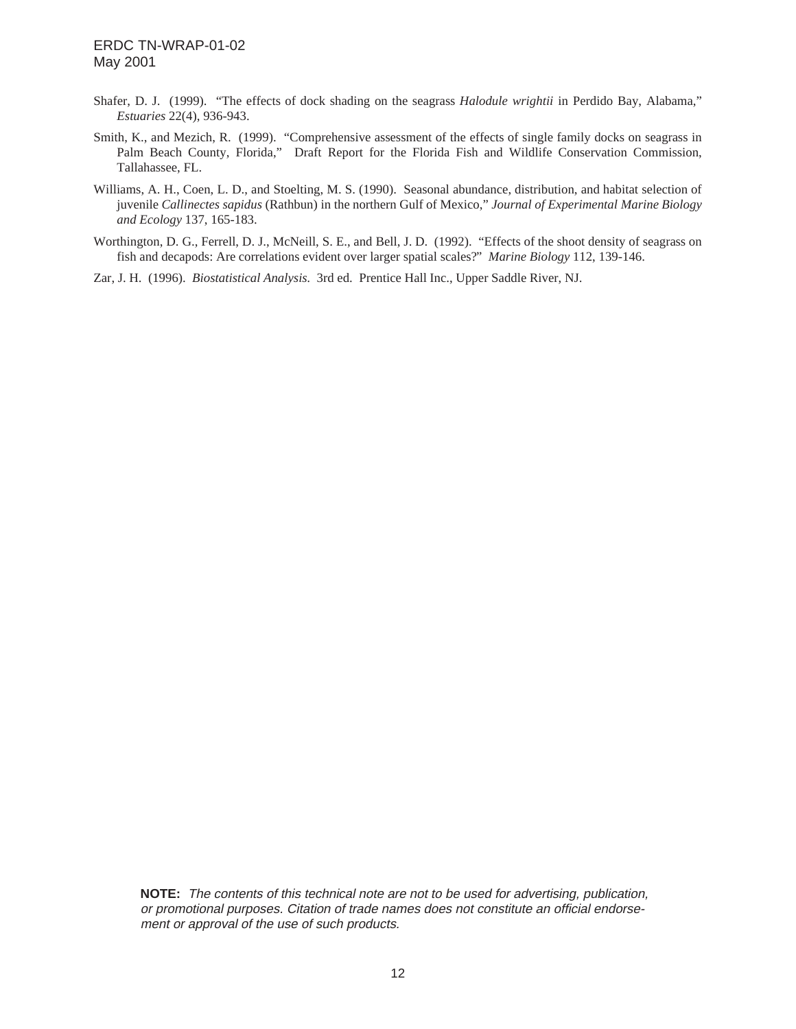Shafer, D. J. (1999). "The effects of dock shading on the seagrass *Halodule wrightii* in Perdido Bay, Alabama," *Estuaries* 22(4), 936-943.

Smith, K., and Mezich, R. (1999). "Comprehensive assessment of the effects of single family docks on seagrass in Palm Beach County, Florida," Draft Report for the Florida Fish and Wildlife Conservation Commission, Tallahassee, FL.

Williams, A. H., Coen, L. D., and Stoelting, M. S. (1990). Seasonal abundance, distribution, and habitat selection of juvenile *Callinectes sapidus* (Rathbun) in the northern Gulf of Mexico," *Journal of Experimental Marine Biology and Ecology* 137, 165-183.

Worthington, D. G., Ferrell, D. J., McNeill, S. E., and Bell, J. D. (1992). "Effects of the shoot density of seagrass on fish and decapods: Are correlations evident over larger spatial scales?" *Marine Biology* 112, 139-146.

Zar, J. H. (1996). *Biostatistical Analysis.* 3rd ed. Prentice Hall Inc., Upper Saddle River, NJ.

**NOTE:** *The contents of this technical note are not to be used for advertising, publication, or promotional purposes. Citation of trade names does not constitute an official endorsement or approval of the use of such products.*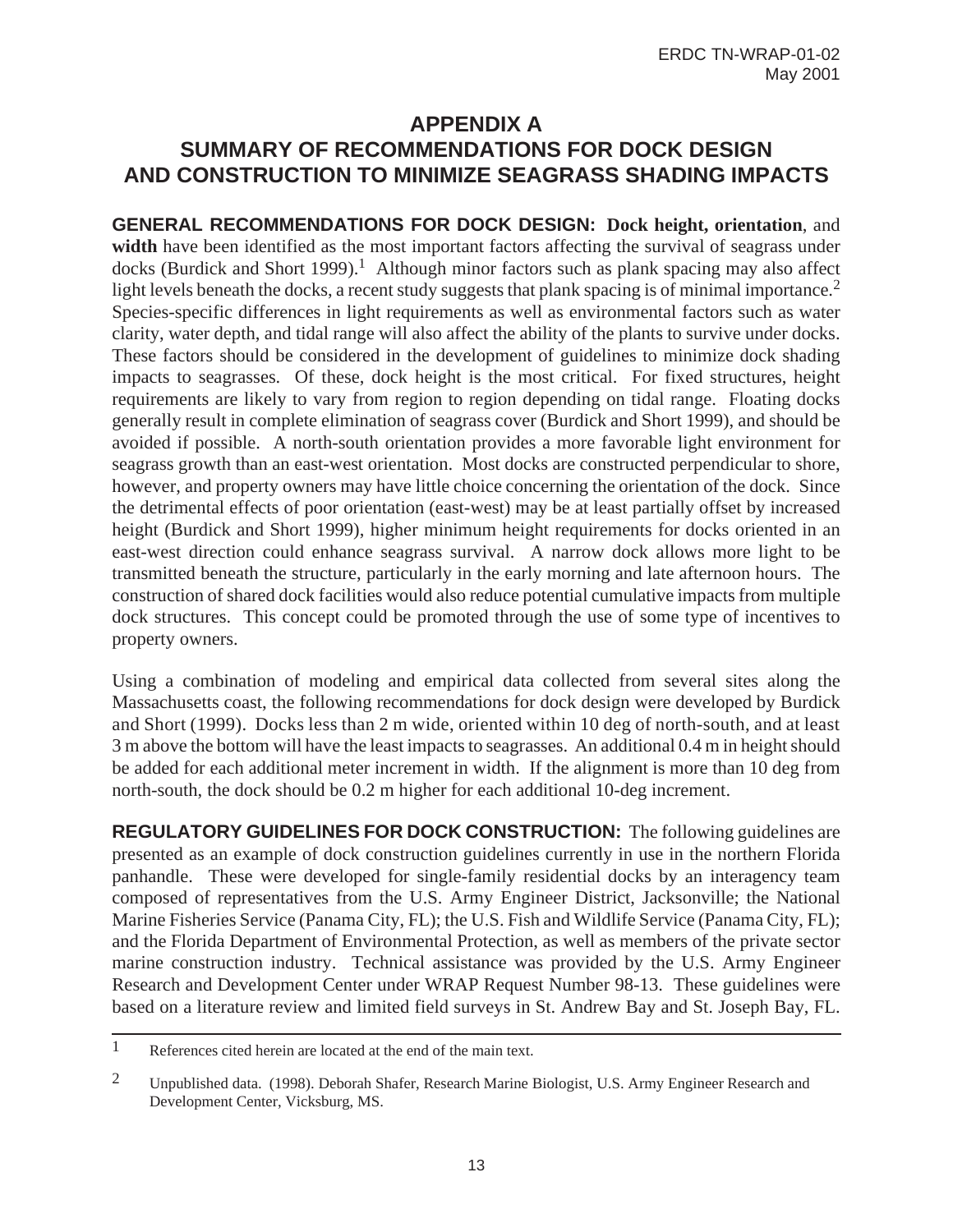# APPENDIX A
## SUMMARY OF RECOMMENDATIONS FOR DOCK DESIGN AND CONSTRUCTION TO MINIMIZE SEAGRASS SHADING IMPACTS

**GENERAL RECOMMENDATIONS FOR DOCK DESIGN:** **Dock height, orientation**, and **width** have been identified as the most important factors affecting the survival of seagrass under docks (Burdick and Short 1999).[1] Although minor factors such as plank spacing may also affect light levels beneath the docks, a recent study suggests that plank spacing is of minimal importance.[2] Species-specific differences in light requirements as well as environmental factors such as water clarity, water depth, and tidal range will also affect the ability of the plants to survive under docks. These factors should be considered in the development of guidelines to minimize dock shading impacts to seagrasses. Of these, dock height is the most critical. For fixed structures, height requirements are likely to vary from region to region depending on tidal range. Floating docks generally result in complete elimination of seagrass cover (Burdick and Short 1999), and should be avoided if possible. A north-south orientation provides a more favorable light environment for seagrass growth than an east-west orientation. Most docks are constructed perpendicular to shore, however, and property owners may have little choice concerning the orientation of the dock. Since the detrimental effects of poor orientation (east-west) may be at least partially offset by increased height (Burdick and Short 1999), higher minimum height requirements for docks oriented in an east-west direction could enhance seagrass survival. A narrow dock allows more light to be transmitted beneath the structure, particularly in the early morning and late afternoon hours. The construction of shared dock facilities would also reduce potential cumulative impacts from multiple dock structures. This concept could be promoted through the use of some type of incentives to property owners.

Using a combination of modeling and empirical data collected from several sites along the Massachusetts coast, the following recommendations for dock design were developed by Burdick and Short (1999). Docks less than 2 m wide, oriented within 10 deg of north-south, and at least 3 m above the bottom will have the least impacts to seagrasses. An additional 0.4 m in height should be added for each additional meter increment in width. If the alignment is more than 10 deg from north-south, the dock should be 0.2 m higher for each additional 10-deg increment.

**REGULATORY GUIDELINES FOR DOCK CONSTRUCTION:** The following guidelines are presented as an example of dock construction guidelines currently in use in the northern Florida panhandle. These were developed for single-family residential docks by an interagency team composed of representatives from the U.S. Army Engineer District, Jacksonville; the National Marine Fisheries Service (Panama City, FL); the U.S. Fish and Wildlife Service (Panama City, FL); and the Florida Department of Environmental Protection, as well as members of the private sector marine construction industry. Technical assistance was provided by the U.S. Army Engineer Research and Development Center under WRAP Request Number 98-13. These guidelines were based on a literature review and limited field surveys in St. Andrew Bay and St. Joseph Bay, FL.

---

[1] References cited herein are located at the end of the main text.

[2] Unpublished data. (1998). Deborah Shafer, Research Marine Biologist, U.S. Army Engineer Research and Development Center, Vicksburg, MS.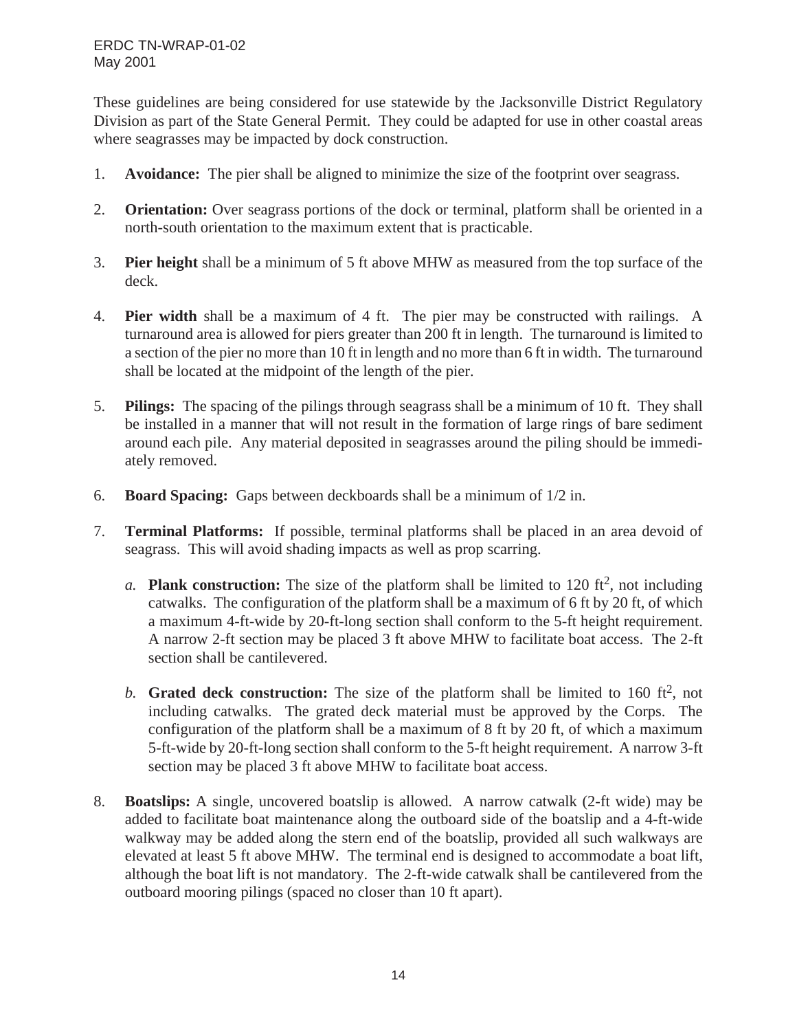These guidelines are being considered for use statewide by the Jacksonville District Regulatory Division as part of the State General Permit. They could be adapted for use in other coastal areas where seagrasses may be impacted by dock construction.

1. **Avoidance:** The pier shall be aligned to minimize the size of the footprint over seagrass.

2. **Orientation:** Over seagrass portions of the dock or terminal, platform shall be oriented in a north-south orientation to the maximum extent that is practicable.

3. **Pier height** shall be a minimum of 5 ft above MHW as measured from the top surface of the deck.

4. **Pier width** shall be a maximum of 4 ft. The pier may be constructed with railings. A turnaround area is allowed for piers greater than 200 ft in length. The turnaround is limited to a section of the pier no more than 10 ft in length and no more than 6 ft in width. The turnaround shall be located at the midpoint of the length of the pier.

5. **Pilings:** The spacing of the pilings through seagrass shall be a minimum of 10 ft. They shall be installed in a manner that will not result in the formation of large rings of bare sediment around each pile. Any material deposited in seagrasses around the piling should be immediately removed.

6. **Board Spacing:** Gaps between deckboards shall be a minimum of 1/2 in.

7. **Terminal Platforms:** If possible, terminal platforms shall be placed in an area devoid of seagrass. This will avoid shading impacts as well as prop scarring.

   *a.* **Plank construction:** The size of the platform shall be limited to 120 $ft^2$, not including catwalks. The configuration of the platform shall be a maximum of 6 ft by 20 ft, of which a maximum 4-ft-wide by 20-ft-long section shall conform to the 5-ft height requirement. A narrow 2-ft section may be placed 3 ft above MHW to facilitate boat access. The 2-ft section shall be cantilevered.

   *b.* **Grated deck construction:** The size of the platform shall be limited to 160 $ft^2$, not including catwalks. The grated deck material must be approved by the Corps. The configuration of the platform shall be a maximum of 8 ft by 20 ft, of which a maximum 5-ft-wide by 20-ft-long section shall conform to the 5-ft height requirement. A narrow 3-ft section may be placed 3 ft above MHW to facilitate boat access.

8. **Boatslips:** A single, uncovered boatslip is allowed. A narrow catwalk (2-ft wide) may be added to facilitate boat maintenance along the outboard side of the boatslip and a 4-ft-wide walkway may be added along the stern end of the boatslip, provided all such walkways are elevated at least 5 ft above MHW. The terminal end is designed to accommodate a boat lift, although the boat lift is not mandatory. The 2-ft-wide catwalk shall be cantilevered from the outboard mooring pilings (spaced no closer than 10 ft apart).